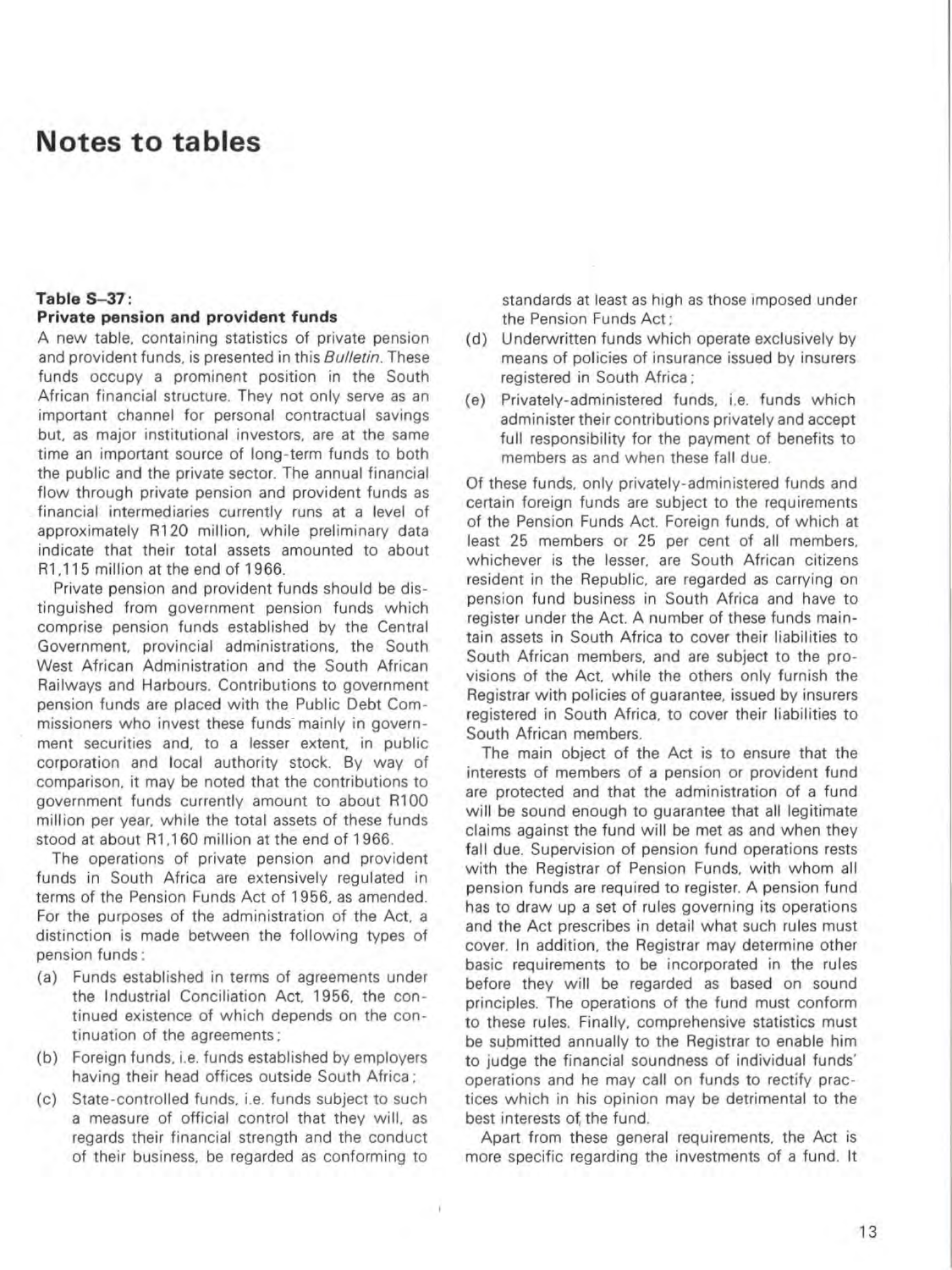# Notes to tables

### Table S–37: Private pension and provident funds

A new table, containing statistics of private pension and provident funds, is presented in this *Bulletin*. These funds occupy a prominent position in the South African financial structure. They not only serve as an important channel for personal contractual savings but, as major institutional investors, are at the same time an important source of long-term funds to both the public and the private sector. The annual financial flow through private pension and provident funds as financial intermediaries currently runs at a level of approximately R120 million, while preliminary data indicate that their total assets amounted to about R1,115 million at the end of 1966.

Private pension and provident funds should be distinguished from government pension funds which comprise pension funds established by the Central Government, provincial administrations, the South West African Administration and the South African Railways and Harbours. Contributions to government pension funds are placed with the Public Debt Commissioners who invest these funds mainly in government securities and, to a lesser extent, in public corporation and local authority stock. By way of comparison, it may be noted that the contributions to government funds currently amount to about R100 million per year, while the total assets of these funds stood at about R1,160 million at the end of 1966.

The operations of private pension and provident funds in South Africa are extensively regulated in terms of the Pension Funds Act of 1956, as amended. For the purposes of the administration of the Act, a distinction is made between the following types of pension funds:

(a) Funds established in terms of agreements under the Industrial Conciliation Act, 1956, the continued existence of which depends on the continuation of the agreements;

(b) Foreign funds, i.e. funds established by employers having their head offices outside South Africa;

(c) State-controlled funds, i.e. funds subject to such a measure of official control that they will, as regards their financial strength and the conduct of their business, be regarded as conforming to standards at least as high as those imposed under the Pension Funds Act;

(d) Underwritten funds which operate exclusively by means of policies of insurance issued by insurers registered in South Africa;

(e) Privately-administered funds, i.e. funds which administer their contributions privately and accept full responsibility for the payment of benefits to members as and when these fall due.

Of these funds, only privately-administered funds and certain foreign funds are subject to the requirements of the Pension Funds Act. Foreign funds, of which at least 25 members or 25 per cent of all members, whichever is the lesser, are South African citizens resident in the Republic, are regarded as carrying on pension fund business in South Africa and have to register under the Act. A number of these funds maintain assets in South Africa to cover their liabilities to South African members, and are subject to the provisions of the Act, while the others only furnish the Registrar with policies of guarantee, issued by insurers registered in South Africa, to cover their liabilities to South African members.

The main object of the Act is to ensure that the interests of members of a pension or provident fund are protected and that the administration of a fund will be sound enough to guarantee that all legitimate claims against the fund will be met as and when they fall due. Supervision of pension fund operations rests with the Registrar of Pension Funds, with whom all pension funds are required to register. A pension fund has to draw up a set of rules governing its operations and the Act prescribes in detail what such rules must cover. In addition, the Registrar may determine other basic requirements to be incorporated in the rules before they will be regarded as based on sound principles. The operations of the fund must conform to these rules. Finally, comprehensive statistics must be submitted annually to the Registrar to enable him to judge the financial soundness of individual funds' operations and he may call on funds to rectify practices which in his opinion may be detrimental to the best interests of the fund.

Apart from these general requirements, the Act is more specific regarding the investments of a fund. It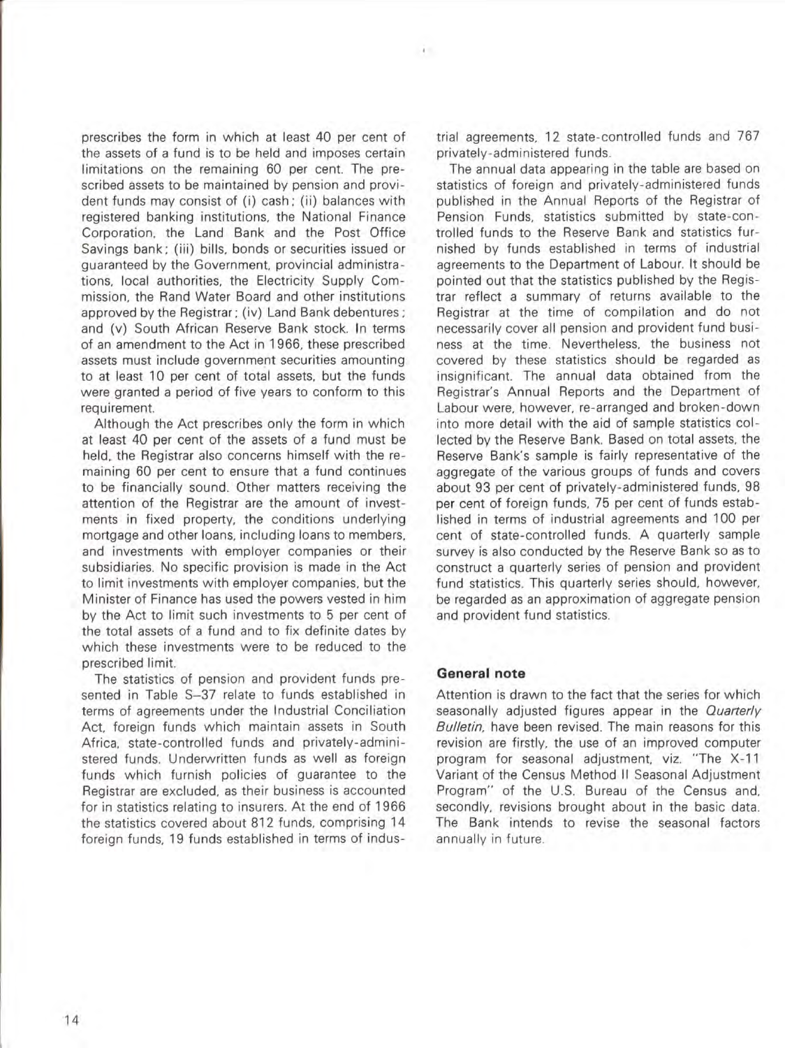prescribes the form in which at least 40 per cent of the assets of a fund is to be held and imposes certain limitations on the remaining 60 per cent. The prescribed assets to be maintained by pension and provident funds may consist of (i) cash; (ii) balances with registered banking institutions, the National Finance Corporation, the Land Bank and the Post Office Savings bank; (iii) bills, bonds or securities issued or guaranteed by the Government, provincial administrations, local authorities, the Electricity Supply Commission, the Rand Water Board and other institutions approved by the Registrar; (iv) Land Bank debentures; and (v) South African Reserve Bank stock. In terms of an amendment to the Act in 1966, these prescribed assets must include government securities amounting to at least 10 per cent of total assets, but the funds were granted a period of five years to conform to this requirement.

Although the Act prescribes only the form in which at least 40 per cent of the assets of a fund must be held, the Registrar also concerns himself with the remaining 60 per cent to ensure that a fund continues to be financially sound. Other matters receiving the attention of the Registrar are the amount of investments in fixed property, the conditions underlying mortgage and other loans, including loans to members, and investments with employer companies or their subsidiaries. No specific provision is made in the Act to limit investments with employer companies, but the Minister of Finance has used the powers vested in him by the Act to limit such investments to 5 per cent of the total assets of a fund and to fix definite dates by which these investments were to be reduced to the prescribed limit.

The statistics of pension and provident funds presented in Table S–37 relate to funds established in terms of agreements under the Industrial Conciliation Act, foreign funds which maintain assets in South Africa, state-controlled funds and privately-administered funds. Underwritten funds as well as foreign funds which furnish policies of guarantee to the Registrar are excluded, as their business is accounted for in statistics relating to insurers. At the end of 1966 the statistics covered about 812 funds, comprising 14 foreign funds, 19 funds established in terms of industrial agreements, 12 state-controlled funds and 767 privately-administered funds.

The annual data appearing in the table are based on statistics of foreign and privately-administered funds published in the Annual Reports of the Registrar of Pension Funds, statistics submitted by state-controlled funds to the Reserve Bank and statistics furnished by funds established in terms of industrial agreements to the Department of Labour. It should be pointed out that the statistics published by the Registrar reflect a summary of returns available to the Registrar at the time of compilation and do not necessarily cover all pension and provident fund business at the time. Nevertheless, the business not covered by these statistics should be regarded as insignificant. The annual data obtained from the Registrar's Annual Reports and the Department of Labour were, however, re-arranged and broken-down into more detail with the aid of sample statistics collected by the Reserve Bank. Based on total assets, the Reserve Bank's sample is fairly representative of the aggregate of the various groups of funds and covers about 93 per cent of privately-administered funds, 98 per cent of foreign funds, 75 per cent of funds established in terms of industrial agreements and 100 per cent of state-controlled funds. A quarterly sample survey is also conducted by the Reserve Bank so as to construct a quarterly series of pension and provident fund statistics. This quarterly series should, however, be regarded as an approximation of aggregate pension and provident fund statistics.

### General note

Attention is drawn to the fact that the series for which seasonally adjusted figures appear in the *Quarterly Bulletin*, have been revised. The main reasons for this revision are firstly, the use of an improved computer program for seasonal adjustment, viz. "The X-11 Variant of the Census Method II Seasonal Adjustment Program" of the U.S. Bureau of the Census and, secondly, revisions brought about in the basic data. The Bank intends to revise the seasonal factors annually in future.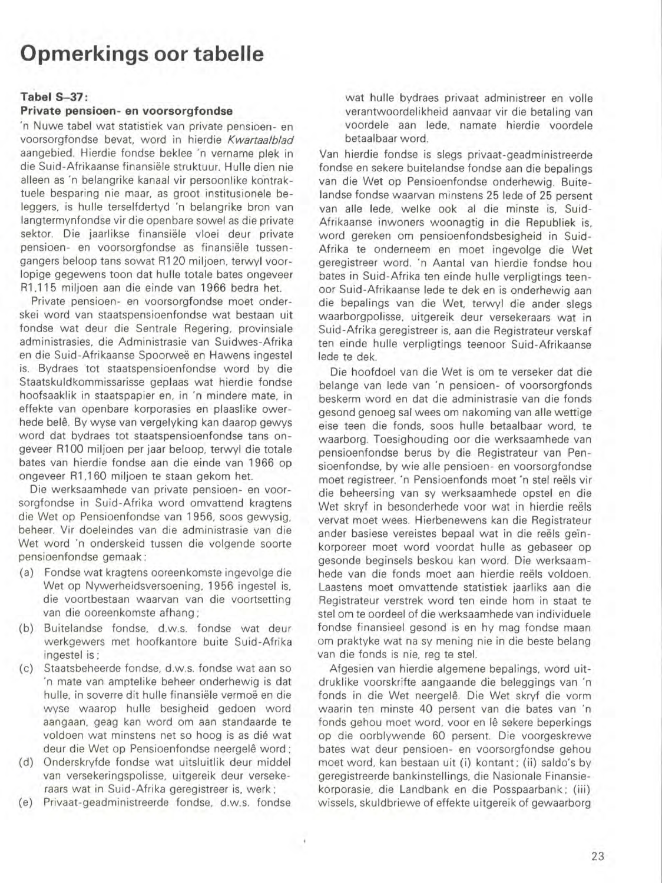# Opmerkings oor tabelle

**Tabel S–37:**
**Private pensioen- en voorsorgfondse**

'n Nuwe tabel wat statistiek van private pensioen- en voorsorgfondse bevat, word in hierdie *Kwartaalblad* aangebied. Hierdie fondse beklee 'n vername plek in die Suid-Afrikaanse finansiële struktuur. Hulle dien nie alleen as 'n belangrike kanaal vir persoonlike kontraktuele besparing nie maar, as groot institusionele beleggers, is hulle terselfdertyd 'n belangrike bron van langtermynfondse vir die openbare sowel as die private sektor. Die jaarlikse finansiële vloei deur private pensioen- en voorsorgfondse as finansiële tussengangers beloop tans sowat R120 miljoen, terwyl voorlopige gegewens toon dat hulle totale bates ongeveer R1.115 miljoen aan die einde van 1966 bedra het.

Private pensioen- en voorsorgfondse moet onderskei word van staatspensioenfondse wat bestaan uit fondse wat deur die Sentrale Regering, provinsiale administrasies, die Administrasie van Suidwes-Afrika en die Suid-Afrikaanse Spoorweë en Hawens ingestel is. Bydraes tot staatspensioenfondse word by die Staatskuldkommissarisse geplaas wat hierdie fondse hoofsaaklik in staatspapier en, in 'n mindere mate, in effekte van openbare korporasies en plaaslike owerhede belê. By wyse van vergelyking kan daarop gewys word dat bydraes tot staatspensioenfondse tans ongeveer R100 miljoen per jaar beloop, terwyl die totale bates van hierdie fondse aan die einde van 1966 op ongeveer R1.160 miljoen te staan gekom het.

Die werksaamhede van private pensioen- en voorsorgfondse in Suid-Afrika word omvattend kragtens die Wet op Pensioenfondse van 1956, soos gewysig, beheer. Vir doeleindes van die administrasie van die Wet word 'n onderskeid tussen die volgende soorte pensioenfondse gemaak:

(a) Fondse wat kragtens ooreenkomste ingevolge die Wet op Nywerheidsversoening, 1956 ingestel is, die voortbestaan waarvan van die voortsetting van die ooreenkomste afhang;
(b) Buitelandse fondse, d.w.s. fondse wat deur werkgewers met hoofkantore buite Suid-Afrika ingestel is;
(c) Staatsbeheerde fondse, d.w.s. fondse wat aan so 'n mate van amptelike beheer onderhewig is dat hulle, in soverre dit hulle finansiële vermoë en die wyse waarop hulle besigheid gedoen word aangaan, geag kan word om aan standaarde te voldoen wat minstens net so hoog is as dié wat deur die Wet op Pensioenfondse neergelê word;
(d) Onderskryfde fondse wat uitsluitlik deur middel van versekeringspolisse, uitgereik deur versekeraars wat in Suid-Afrika geregistreer is, werk;
(e) Privaat-geadministreerde fondse, d.w.s. fondse wat hulle bydraes privaat administreer en volle verantwoordelikheid aanvaar vir die betaling van voordele aan lede, namate hierdie voordele betaalbaar word.

Van hierdie fondse is slegs privaat-geadministreerde fondse en sekere buitelandse fondse aan die bepalings van die Wet op Pensioenfondse onderhewig. Buitelandse fondse waarvan minstens 25 lede of 25 persent van alle lede, welke ook al die minste is, Suid-Afrikaanse inwoners woonagtig in die Republiek is, word gereken om pensioenfondsbesigheid in Suid-Afrika te onderneem en moet ingevolge die Wet geregistreer word. 'n Aantal van hierdie fondse hou bates in Suid-Afrika ten einde hulle verpligtings teenoor Suid-Afrikaanse lede te dek en is onderhewig aan die bepalings van die Wet, terwyl die ander slegs waarborgpolisse, uitgereik deur versekeraars wat in Suid-Afrika geregistreer is, aan die Registrateur verskaf ten einde hulle verpligtings teenoor Suid-Afrikaanse lede te dek.

Die hoofdoel van die Wet is om te verseker dat die belange van lede van 'n pensioen- of voorsorgfonds beskerm word en dat die administrasie van die fonds gesond genoeg sal wees om nakoming van alle wettige eise teen die fonds, soos hulle betaalbaar word, te waarborg. Toesighouding oor die werksaamhede van pensioenfondse berus by die Registrateur van Pensioenfondse, by wie alle pensioen- en voorsorgfondse moet registreer. 'n Pensioenfonds moet 'n stel reëls vir die beheersing van sy werksaamhede opstel en die Wet skryf in besonderhede voor wat in hierdie reëls vervat moet wees. Hierbenewens kan die Registrateur ander basiese vereistes bepaal wat in die reëls geïnkorporeer moet word voordat hulle as gebaseer op gesonde beginsels beskou kan word. Die werksaamhede van die fonds moet aan hierdie reëls voldoen. Laastens moet omvattende statistiek jaarliks aan die Registrateur verstrek word ten einde hom in staat te stel om te oordeel of die werksaamhede van individuele fondse finansieel gesond is en hy mag fondse maan om praktyke wat na sy mening nie in die beste belang van die fonds is nie, reg te stel.

Afgesien van hierdie algemene bepalings, word uitdruklike voorskrifte aangaande die beleggings van 'n fonds in die Wet neergelê. Die Wet skryf die vorm waarin ten minste 40 persent van die bates van 'n fonds gehou moet word, voor en lê sekere beperkings op die oorblywende 60 persent. Die voorgeskrewe bates wat deur pensioen- en voorsorgfondse gehou moet word, kan bestaan uit (i) kontant; (ii) saldo's by geregistreerde bankinstellings, die Nasionale Finansiekorporasie, die Landbank en die Posspaarbank; (iii) wissels, skuldbriewe of effekte uitgereik of gewaarborg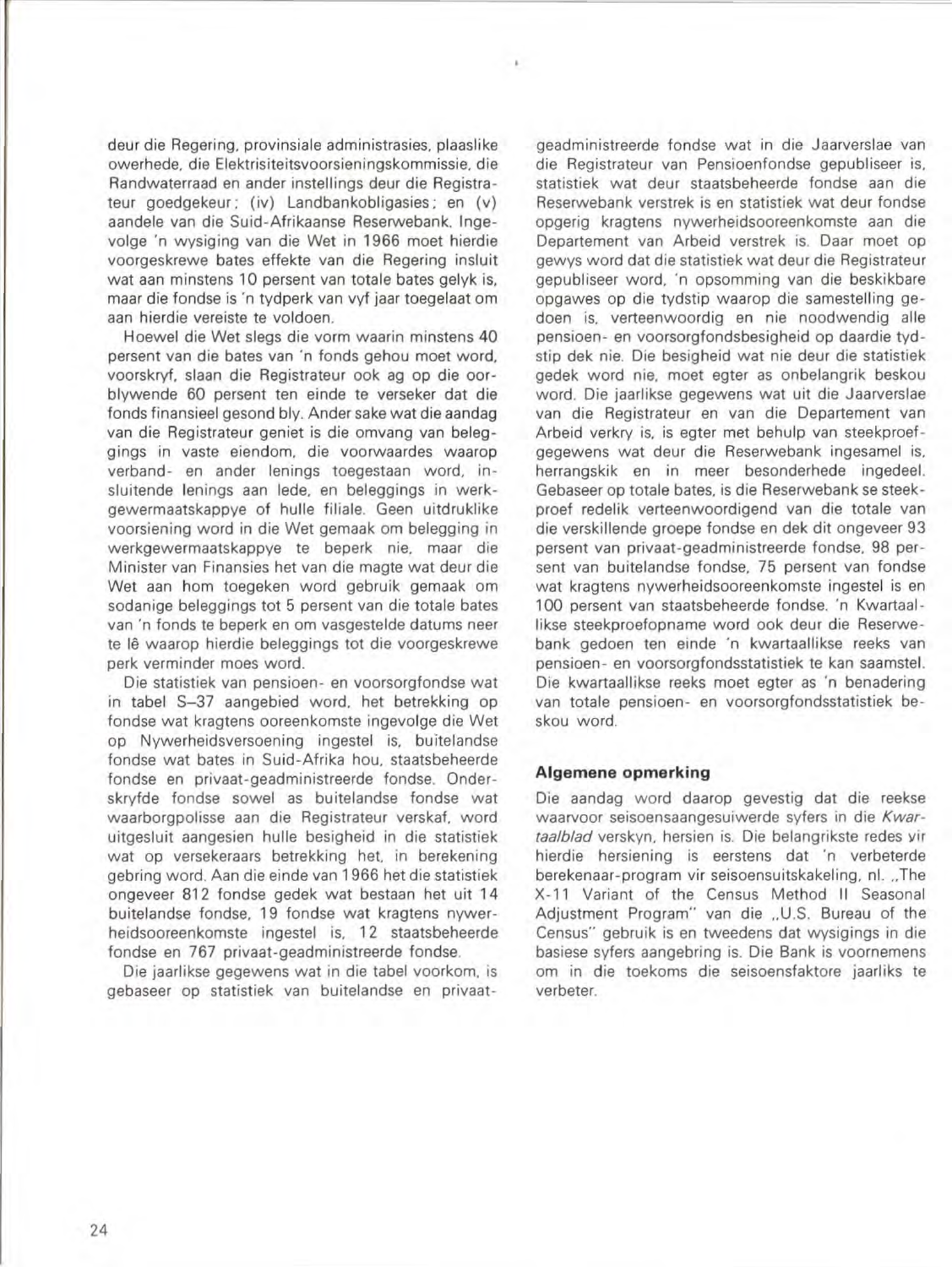deur die Regering, provinsiale administrasies, plaaslike owerhede, die Elektrisiteitsvoorsieningskommissie, die Randwaterraad en ander instellings deur die Registrateur goedgekeur; (iv) Landbankobligasies; en (v) aandele van die Suid-Afrikaanse Reserwebank. Ingevolge 'n wysiging van die Wet in 1966 moet hierdie voorgeskrewe bates effekte van die Regering insluit wat aan minstens 10 persent van totale bates gelyk is, maar die fondse is 'n tydperk van vyf jaar toegelaat om aan hierdie vereiste te voldoen.

Hoewel die Wet slegs die vorm waarin minstens 40 persent van die bates van 'n fonds gehou moet word, voorskryf, slaan die Registrateur ook ag op die oorblywende 60 persent ten einde te verseker dat die fonds finansieel gesond bly. Ander sake wat die aandag van die Registrateur geniet is die omvang van beleggings in vaste eiendom, die voorwaardes waarop verband- en ander lenings toegestaan word, insluitende lenings aan lede, en beleggings in werkgewermaatskappye of hulle filiale. Geen uitdruklike voorsiening word in die Wet gemaak om belegging in werkgewermaatskappye te beperk nie, maar die Minister van Finansies het van die magte wat deur die Wet aan hom toegeken word gebruik gemaak om sodanige beleggings tot 5 persent van die totale bates van 'n fonds te beperk en om vasgestelde datums neer te lê waarop hierdie beleggings tot die voorgeskrewe perk verminder moes word.

Die statistiek van pensioen- en voorsorgfondse wat in tabel S–37 aangebied word, het betrekking op fondse wat kragtens ooreenkomste ingevolge die Wet op Nywerheidsversoening ingestel is, buitelandse fondse wat bates in Suid-Afrika hou, staatsbeheerde fondse en privaat-geadministreerde fondse. Onderskryfde fondse sowel as buitelandse fondse wat waarborgpolisse aan die Registrateur verskaf, word uitgesluit aangesien hulle besigheid in die statistiek wat op versekeraars betrekking het, in berekening gebring word. Aan die einde van 1966 het die statistiek ongeveer 812 fondse gedek wat bestaan het uit 14 buitelandse fondse, 19 fondse wat kragtens nywerheidsooreenkomste ingestel is, 12 staatsbeheerde fondse en 767 privaat-geadministreerde fondse.

Die jaarlikse gegewens wat in die tabel voorkom, is gebaseer op statistiek van buitelandse en privaat-geadministreerde fondse wat in die Jaarverslae van die Registrateur van Pensioenfondse gepubliseer is, statistiek wat deur staatsbeheerde fondse aan die Reserwebank verstrek is en statistiek wat deur fondse opgerig kragtens nywerheidsooreenkomste aan die Departement van Arbeid verstrek is. Daar moet op gewys word dat die statistiek wat deur die Registrateur gepubliseer word, 'n opsomming van die beskikbare opgawes op die tydstip waarop die samestelling gedoen is, verteenwoordig en nie noodwendig alle pensioen- en voorsorgfondsbesigheid op daardie tydstip dek nie. Die besigheid wat nie deur die statistiek gedek word nie, moet egter as onbelangrik beskou word. Die jaarlikse gegewens wat uit die Jaarverslae van die Registrateur en van die Departement van Arbeid verkry is, is egter met behulp van steekproefgegewens wat deur die Reserwebank ingesamel is, herrangskik en in meer besonderhede ingedeel. Gebaseer op totale bates, is die Reserwebank se steekproef redelik verteenwoordigend van die totale van die verskillende groepe fondse en dek dit ongeveer 93 persent van privaat-geadministreerde fondse, 98 persent van buitelandse fondse, 75 persent van fondse wat kragtens nywerheidsooreenkomste ingestel is en 100 persent van staatsbeheerde fondse. 'n Kwartaallikse steekproefopname word ook deur die Reserwebank gedoen ten einde 'n kwartaallikse reeks van pensioen- en voorsorgfondsstatistiek te kan saamstel. Die kwartaallikse reeks moet egter as 'n benadering van totale pensioen- en voorsorgfondsstatistiek beskou word.

### Algemene opmerking

Die aandag word daarop gevestig dat die reekse waarvoor seisoensaangesuiwerde syfers in die *Kwartaalblad* verskyn, hersien is. Die belangrikste redes vir hierdie hersiening is eerstens dat 'n verbeterde berekenaar-program vir seisoensuitskakeling, nl. „The X-11 Variant of the Census Method II Seasonal Adjustment Program" van die „U.S. Bureau of the Census" gebruik is en tweedens dat wysigings in die basiese syfers aangebring is. Die Bank is voornemens om in die toekoms die seisoensfaktore jaarliks te verbeter.